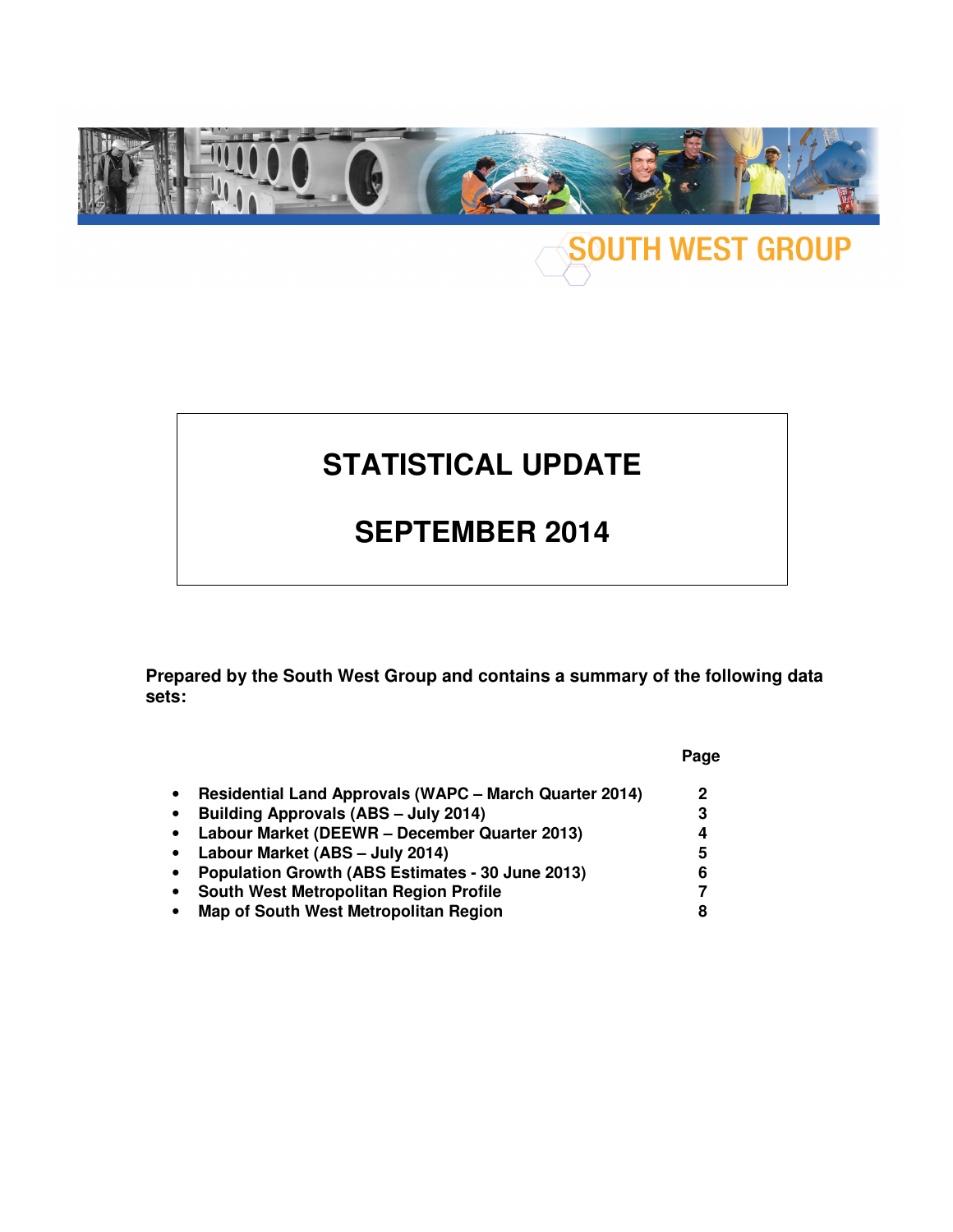SOUTH WEST GROUP

# STATISTICAL UPDATE

# SEPTEMBER 2014

**Prepared by the South West Group and contains a summary of the following data sets:**

| | Page |
|---|---|
| • **Residential Land Approvals (WAPC – March Quarter 2014)** | **2** |
| • **Building Approvals (ABS – July 2014)** | **3** |
| • **Labour Market (DEEWR – December Quarter 2013)** | **4** |
| • **Labour Market (ABS – July 2014)** | **5** |
| • **Population Growth (ABS Estimates - 30 June 2013)** | **6** |
| • **South West Metropolitan Region Profile** | **7** |
| • **Map of South West Metropolitan Region** | **8** |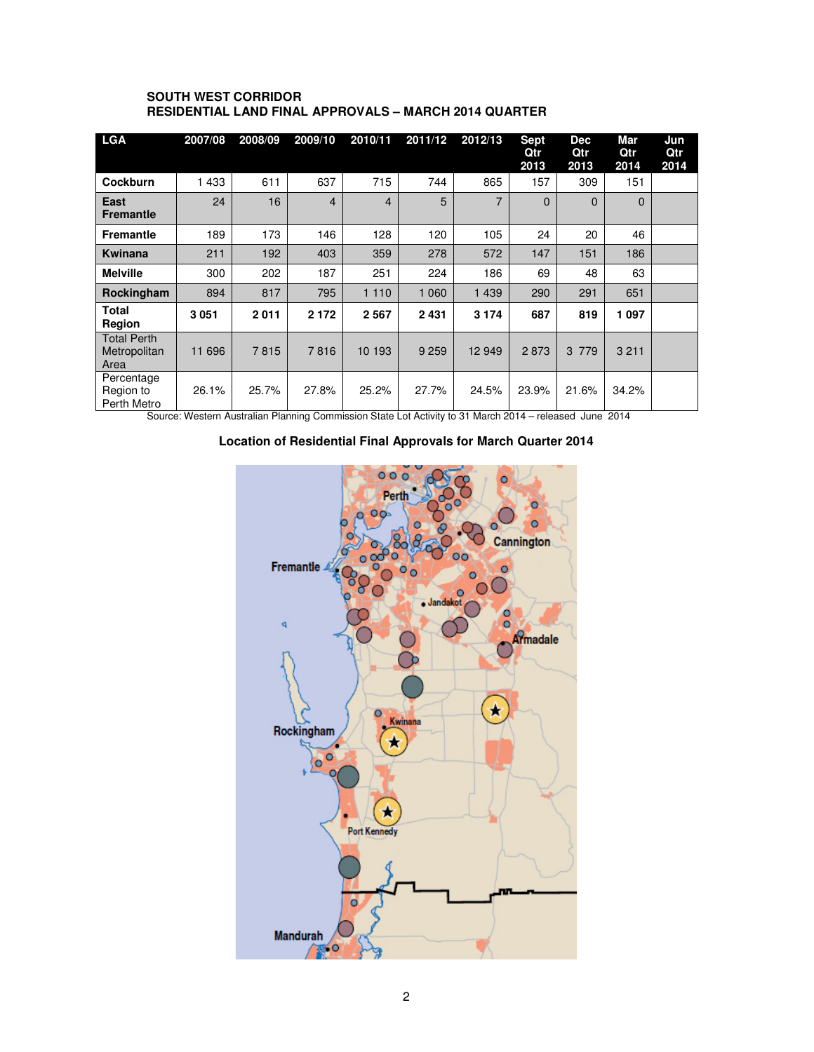**SOUTH WEST CORRIDOR**
**RESIDENTIAL LAND FINAL APPROVALS – MARCH 2014 QUARTER**

| LGA | 2007/08 | 2008/09 | 2009/10 | 2010/11 | 2011/12 | 2012/13 | Sept Qtr 2013 | Dec Qtr 2013 | Mar Qtr 2014 | Jun Qtr 2014 |
|---|---|---|---|---|---|---|---|---|---|---|
| **Cockburn** | 1 433 | 611 | 637 | 715 | 744 | 865 | 157 | 309 | 151 | |
| **East Fremantle** | 24 | 16 | 4 | 4 | 5 | 7 | 0 | 0 | 0 | |
| **Fremantle** | 189 | 173 | 146 | 128 | 120 | 105 | 24 | 20 | 46 | |
| **Kwinana** | 211 | 192 | 403 | 359 | 278 | 572 | 147 | 151 | 186 | |
| **Melville** | 300 | 202 | 187 | 251 | 224 | 186 | 69 | 48 | 63 | |
| **Rockingham** | 894 | 817 | 795 | 1 110 | 1 060 | 1 439 | 290 | 291 | 651 | |
| **Total Region** | **3 051** | **2 011** | **2 172** | **2 567** | **2 431** | **3 174** | **687** | **819** | **1 097** | |
| Total Perth Metropolitan Area | 11 696 | 7 815 | 7 816 | 10 193 | 9 259 | 12 949 | 2 873 | 3 779 | 3 211 | |
| Percentage Region to Perth Metro | 26.1% | 25.7% | 27.8% | 25.2% | 27.7% | 24.5% | 23.9% | 21.6% | 34.2% | |

Source: Western Australian Planning Commission State Lot Activity to 31 March 2014 – released June 2014

**Location of Residential Final Approvals for March Quarter 2014**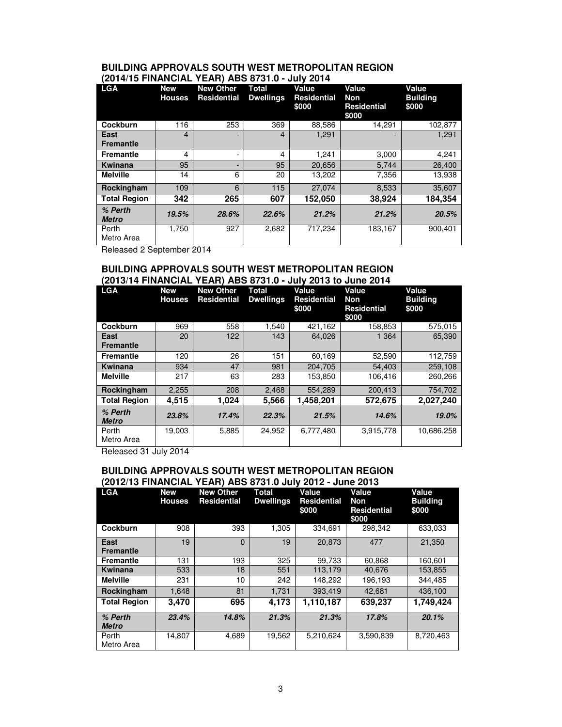### BUILDING APPROVALS SOUTH WEST METROPOLITAN REGION (2014/15 FINANCIAL YEAR) ABS 8731.0 - July 2014

| LGA | New Houses | New Other Residential | Total Dwellings | Value Residential $000 | Value Non Residential $000 | Value Building $000 |
|---|---|---|---|---|---|---|
| **Cockburn** | 116 | 253 | 369 | 88,586 | 14,291 | 102,877 |
| **East Fremantle** | 4 | - | 4 | 1,291 | - | 1,291 |
| **Fremantle** | 4 | - | 4 | 1,241 | 3,000 | 4,241 |
| **Kwinana** | 95 | - | 95 | 20,656 | 5,744 | 26,400 |
| **Melville** | 14 | 6 | 20 | 13,202 | 7,356 | 13,938 |
| **Rockingham** | 109 | 6 | 115 | 27,074 | 8,533 | 35,607 |
| **Total Region** | **342** | **265** | **607** | **152,050** | **38,924** | **184,354** |
| ***% Perth Metro*** | ***19.5%*** | ***28.6%*** | ***22.6%*** | ***21.2%*** | ***21.2%*** | ***20.5%*** |
| Perth Metro Area | 1,750 | 927 | 2,682 | 717,234 | 183,167 | 900,401 |

Released 2 September 2014

### BUILDING APPROVALS SOUTH WEST METROPOLITAN REGION (2013/14 FINANCIAL YEAR) ABS 8731.0 - July 2013 to June 2014

| LGA | New Houses | New Other Residential | Total Dwellings | Value Residential $000 | Value Non Residential $000 | Value Building $000 |
|---|---|---|---|---|---|---|
| **Cockburn** | 969 | 558 | 1,540 | 421,162 | 158,853 | 575,015 |
| **East Fremantle** | 20 | 122 | 143 | 64,026 | 1 364 | 65,390 |
| **Fremantle** | 120 | 26 | 151 | 60,169 | 52,590 | 112,759 |
| **Kwinana** | 934 | 47 | 981 | 204,705 | 54,403 | 259,108 |
| **Melville** | 217 | 63 | 283 | 153,850 | 106,416 | 260,266 |
| **Rockingham** | 2,255 | 208 | 2,468 | 554,289 | 200,413 | 754,702 |
| **Total Region** | **4,515** | **1,024** | **5,566** | **1,458,201** | **572,675** | **2,027,240** |
| ***% Perth Metro*** | ***23.8%*** | ***17.4%*** | ***22.3%*** | ***21.5%*** | ***14.6%*** | ***19.0%*** |
| Perth Metro Area | 19,003 | 5,885 | 24,952 | 6,777,480 | 3,915,778 | 10,686,258 |

Released 31 July 2014

### BUILDING APPROVALS SOUTH WEST METROPOLITAN REGION (2012/13 FINANCIAL YEAR) ABS 8731.0 July 2012 - June 2013

| LGA | New Houses | New Other Residential | Total Dwellings | Value Residential $000 | Value Non Residential $000 | Value Building $000 |
|---|---|---|---|---|---|---|
| **Cockburn** | 908 | 393 | 1,305 | 334,691 | 298,342 | 633,033 |
| **East Fremantle** | 19 | 0 | 19 | 20,873 | 477 | 21,350 |
| **Fremantle** | 131 | 193 | 325 | 99,733 | 60,868 | 160,601 |
| **Kwinana** | 533 | 18 | 551 | 113,179 | 40,676 | 153,855 |
| **Melville** | 231 | 10 | 242 | 148,292 | 196,193 | 344,485 |
| **Rockingham** | 1,648 | 81 | 1,731 | 393,419 | 42,681 | 436,100 |
| **Total Region** | **3,470** | **695** | **4,173** | **1,110,187** | **639,237** | **1,749,424** |
| ***% Perth Metro*** | ***23.4%*** | ***14.8%*** | ***21.3%*** | ***21.3%*** | ***17.8%*** | ***20.1%*** |
| Perth Metro Area | 14,807 | 4,689 | 19,562 | 5,210,624 | 3,590,839 | 8,720,463 |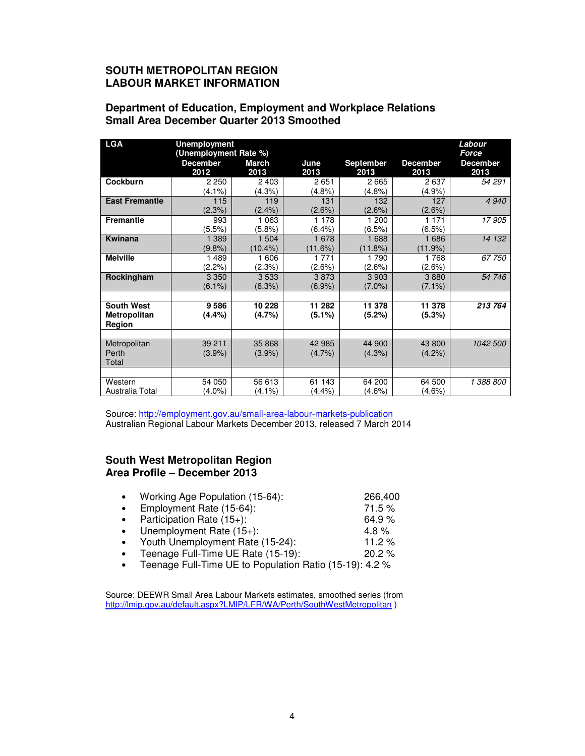## SOUTH METROPOLITAN REGION
## LABOUR MARKET INFORMATION

### Department of Education, Employment and Workplace Relations
### Small Area December Quarter 2013 Smoothed

| LGA | Unemployment (Unemployment Rate %) | | | | | *Labour Force* |
|---|---|---|---|---|---|---|
| | December 2012 | March 2013 | June 2013 | September 2013 | December 2013 | December 2013 |
| **Cockburn** | 2 250 (4.1%) | 2 403 (4.3%) | 2 651 (4.8%) | 2 665 (4.8%) | 2 637 (4.9%) | *54 291* |
| **East Fremantle** | 115 (2.3%) | 119 (2.4%) | 131 (2.6%) | 132 (2.6%) | 127 (2.6%) | *4 940* |
| **Fremantle** | 993 (5.5%) | 1 063 (5.8%) | 1 178 (6.4%) | 1 200 (6.5%) | 1 171 (6.5%) | *17 905* |
| **Kwinana** | 1 389 (9.8%) | 1 504 (10.4%) | 1 678 (11.6%) | 1 688 (11.8%) | 1 686 (11.9%) | *14 132* |
| **Melville** | 1 489 (2.2%) | 1 606 (2.3%) | 1 771 (2.6%) | 1 790 (2.6%) | 1 768 (2.6%) | *67 750* |
| **Rockingham** | 3 350 (6.1%) | 3 533 (6.3%) | 3 873 (6.9%) | 3 903 (7.0%) | 3 880 (7.1%) | *54 746* |
| | | | | | | |
| **South West Metropolitan Region** | **9 586 (4.4%)** | **10 228 (4.7%)** | **11 282 (5.1%)** | **11 378 (5.2%)** | **11 378 (5.3%)** | ***213 764*** |
| | | | | | | |
| Metropolitan Perth Total | 39 211 (3.9%) | 35 868 (3.9%) | 42 985 (4.7%) | 44 900 (4.3%) | 43 800 (4.2%) | *1042 500* |
| | | | | | | |
| Western Australia Total | 54 050 (4.0%) | 56 613 (4.1%) | 61 143 (4.4%) | 64 200 (4.6%) | 64 500 (4.6%) | *1 388 800* |

Source: http://employment.gov.au/small-area-labour-markets-publication
Australian Regional Labour Markets December 2013, released 7 March 2014

### South West Metropolitan Region
### Area Profile – December 2013

- Working Age Population (15-64): 266,400
- Employment Rate (15-64): 71.5 %
- Participation Rate (15+): 64.9 %
- Unemployment Rate (15+): 4.8 %
- Youth Unemployment Rate (15-24): 11.2 %
- Teenage Full-Time UE Rate (15-19): 20.2 %
- Teenage Full-Time UE to Population Ratio (15-19): 4.2 %

Source: DEEWR Small Area Labour Markets estimates, smoothed series (from http://lmip.gov.au/default.aspx?LMIP/LFR/WA/Perth/SouthWestMetropolitan )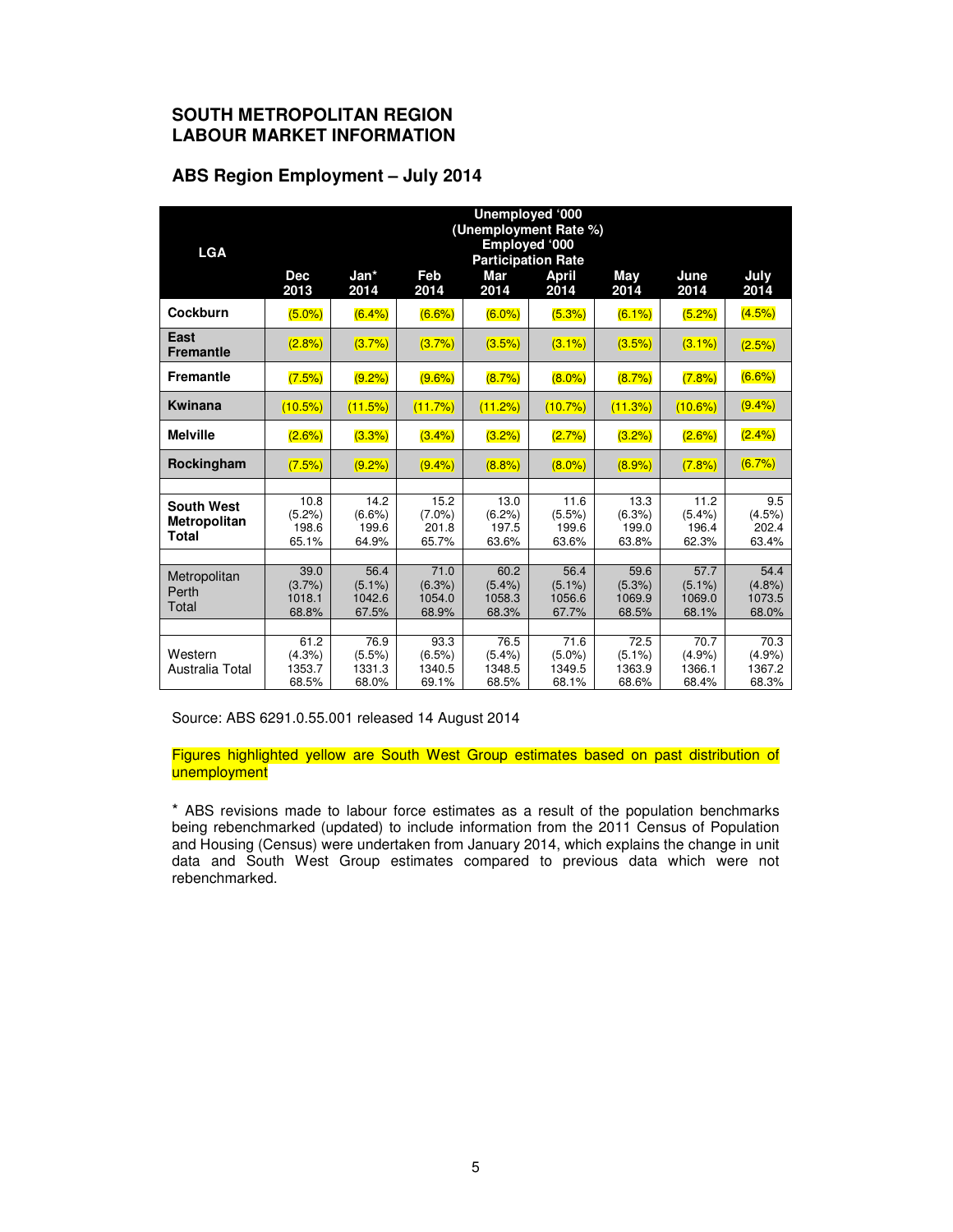## SOUTH METROPOLITAN REGION
## LABOUR MARKET INFORMATION

### ABS Region Employment – July 2014

| LGA | Dec 2013 | Jan* 2014 | Feb 2014 | Mar 2014 | April 2014 | May 2014 | June 2014 | July 2014 |
|---|---|---|---|---|---|---|---|---|
| | Unemployed '000 (Unemployment Rate %) Employed '000 Participation Rate | | | | | | | |
| **Cockburn** | (5.0%) | (6.4%) | (6.6%) | (6.0%) | (5.3%) | (6.1%) | (5.2%) | (4.5%) |
| **East Fremantle** | (2.8%) | (3.7%) | (3.7%) | (3.5%) | (3.1%) | (3.5%) | (3.1%) | (2.5%) |
| **Fremantle** | (7.5%) | (9.2%) | (9.6%) | (8.7%) | (8.0%) | (8.7%) | (7.8%) | (6.6%) |
| **Kwinana** | (10.5%) | (11.5%) | (11.7%) | (11.2%) | (10.7%) | (11.3%) | (10.6%) | (9.4%) |
| **Melville** | (2.6%) | (3.3%) | (3.4%) | (3.2%) | (2.7%) | (3.2%) | (2.6%) | (2.4%) |
| **Rockingham** | (7.5%) | (9.2%) | (9.4%) | (8.8%) | (8.0%) | (8.9%) | (7.8%) | (6.7%) |
| | | | | | | | | |
| **South West Metropolitan Total** | 10.8<br>(5.2%)<br>198.6<br>65.1% | 14.2<br>(6.6%)<br>199.6<br>64.9% | 15.2<br>(7.0%)<br>201.8<br>65.7% | 13.0<br>(6.2%)<br>197.5<br>63.6% | 11.6<br>(5.5%)<br>199.6<br>63.6% | 13.3<br>(6.3%)<br>199.0<br>63.8% | 11.2<br>(5.4%)<br>196.4<br>62.3% | 9.5<br>(4.5%)<br>202.4<br>63.4% |
| | | | | | | | | |
| Metropolitan Perth Total | 39.0<br>(3.7%)<br>1018.1<br>68.8% | 56.4<br>(5.1%)<br>1042.6<br>67.5% | 71.0<br>(6.3%)<br>1054.0<br>68.9% | 60.2<br>(5.4%)<br>1058.3<br>68.3% | 56.4<br>(5.1%)<br>1056.6<br>67.7% | 59.6<br>(5.3%)<br>1069.9<br>68.5% | 57.7<br>(5.1%)<br>1069.0<br>68.1% | 54.4<br>(4.8%)<br>1073.5<br>68.0% |
| | | | | | | | | |
| Western Australia Total | 61.2<br>(4.3%)<br>1353.7<br>68.5% | 76.9<br>(5.5%)<br>1331.3<br>68.0% | 93.3<br>(6.5%)<br>1340.5<br>69.1% | 76.5<br>(5.4%)<br>1348.5<br>68.5% | 71.6<br>(5.0%)<br>1349.5<br>68.1% | 72.5<br>(5.1%)<br>1363.9<br>68.6% | 70.7<br>(4.9%)<br>1366.1<br>68.4% | 70.3<br>(4.9%)<br>1367.2<br>68.3% |

Source: ABS 6291.0.55.001 released 14 August 2014

Figures highlighted yellow are South West Group estimates based on past distribution of unemployment

* ABS revisions made to labour force estimates as a result of the population benchmarks being rebenchmarked (updated) to include information from the 2011 Census of Population and Housing (Census) were undertaken from January 2014, which explains the change in unit data and South West Group estimates compared to previous data which were not rebenchmarked.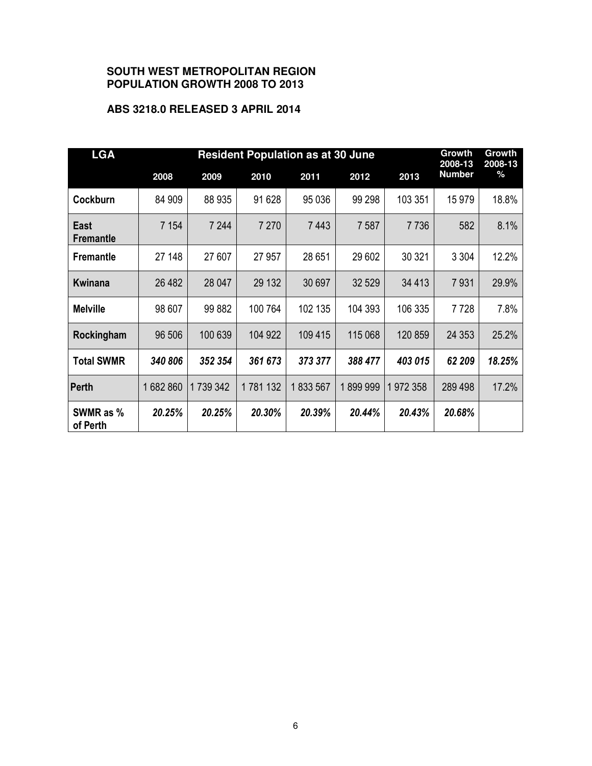**SOUTH WEST METROPOLITAN REGION**
**POPULATION GROWTH 2008 TO 2013**

**ABS 3218.0 RELEASED 3 APRIL 2014**

| LGA | Resident Population as at 30 June | | | | | | Growth 2008-13 Number | Growth 2008-13 % |
|---|---|---|---|---|---|---|---|---|
| | 2008 | 2009 | 2010 | 2011 | 2012 | 2013 | | |
| **Cockburn** | 84 909 | 88 935 | 91 628 | 95 036 | 99 298 | 103 351 | 15 979 | 18.8% |
| **East Fremantle** | 7 154 | 7 244 | 7 270 | 7 443 | 7 587 | 7 736 | 582 | 8.1% |
| **Fremantle** | 27 148 | 27 607 | 27 957 | 28 651 | 29 602 | 30 321 | 3 304 | 12.2% |
| **Kwinana** | 26 482 | 28 047 | 29 132 | 30 697 | 32 529 | 34 413 | 7 931 | 29.9% |
| **Melville** | 98 607 | 99 882 | 100 764 | 102 135 | 104 393 | 106 335 | 7 728 | 7.8% |
| **Rockingham** | 96 506 | 100 639 | 104 922 | 109 415 | 115 068 | 120 859 | 24 353 | 25.2% |
| **Total SWMR** | ***340 806*** | ***352 354*** | ***361 673*** | ***373 377*** | ***388 477*** | ***403 015*** | ***62 209*** | ***18.25%*** |
| **Perth** | 1 682 860 | 1 739 342 | 1 781 132 | 1 833 567 | 1 899 999 | 1 972 358 | 289 498 | 17.2% |
| **SWMR as % of Perth** | ***20.25%*** | ***20.25%*** | ***20.30%*** | ***20.39%*** | ***20.44%*** | ***20.43%*** | ***20.68%*** | |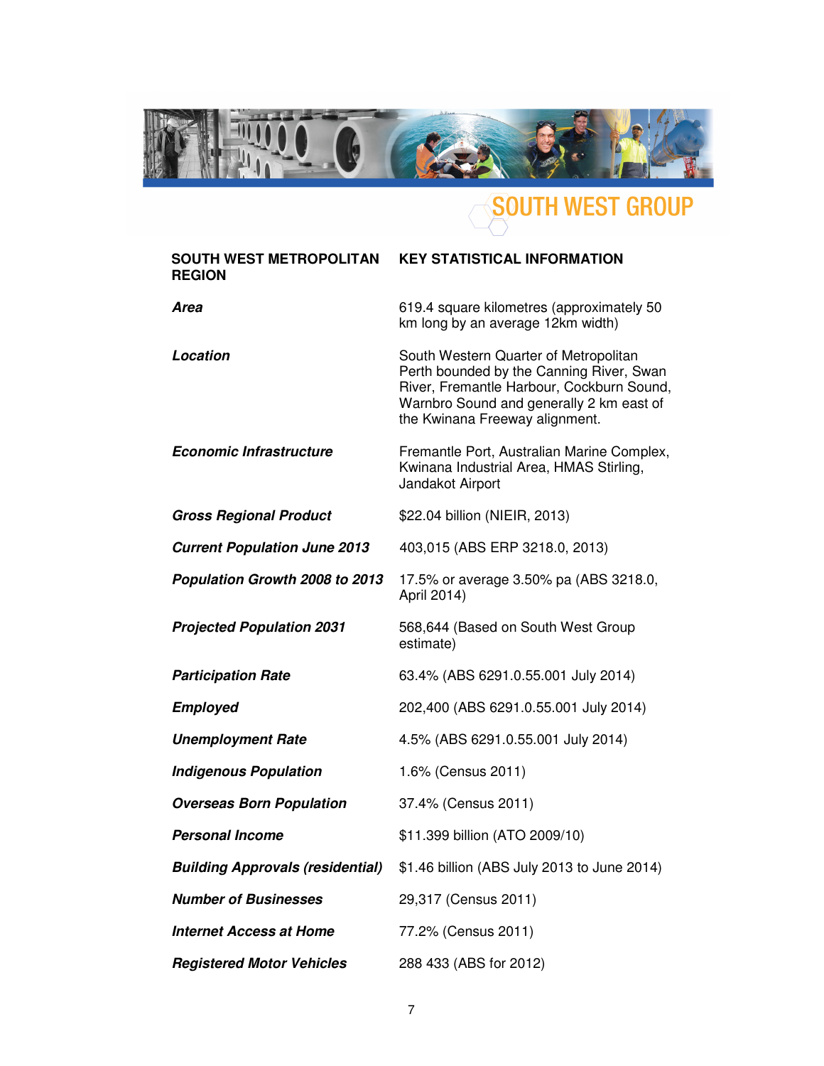SOUTH WEST GROUP

| SOUTH WEST METROPOLITAN REGION | KEY STATISTICAL INFORMATION |
| --- | --- |
| ***Area*** | 619.4 square kilometres (approximately 50 km long by an average 12km width) |
| ***Location*** | South Western Quarter of Metropolitan Perth bounded by the Canning River, Swan River, Fremantle Harbour, Cockburn Sound, Warnbro Sound and generally 2 km east of the Kwinana Freeway alignment. |
| ***Economic Infrastructure*** | Fremantle Port, Australian Marine Complex, Kwinana Industrial Area, HMAS Stirling, Jandakot Airport |
| ***Gross Regional Product*** | $22.04 billion (NIEIR, 2013) |
| ***Current Population June 2013*** | 403,015 (ABS ERP 3218.0, 2013) |
| ***Population Growth 2008 to 2013*** | 17.5% or average 3.50% pa (ABS 3218.0, April 2014) |
| ***Projected Population 2031*** | 568,644 (Based on South West Group estimate) |
| ***Participation Rate*** | 63.4% (ABS 6291.0.55.001 July 2014) |
| ***Employed*** | 202,400 (ABS 6291.0.55.001 July 2014) |
| ***Unemployment Rate*** | 4.5% (ABS 6291.0.55.001 July 2014) |
| ***Indigenous Population*** | 1.6% (Census 2011) |
| ***Overseas Born Population*** | 37.4% (Census 2011) |
| ***Personal Income*** | $11.399 billion (ATO 2009/10) |
| ***Building Approvals (residential)*** | $1.46 billion (ABS July 2013 to June 2014) |
| ***Number of Businesses*** | 29,317 (Census 2011) |
| ***Internet Access at Home*** | 77.2% (Census 2011) |
| ***Registered Motor Vehicles*** | 288 433 (ABS for 2012) |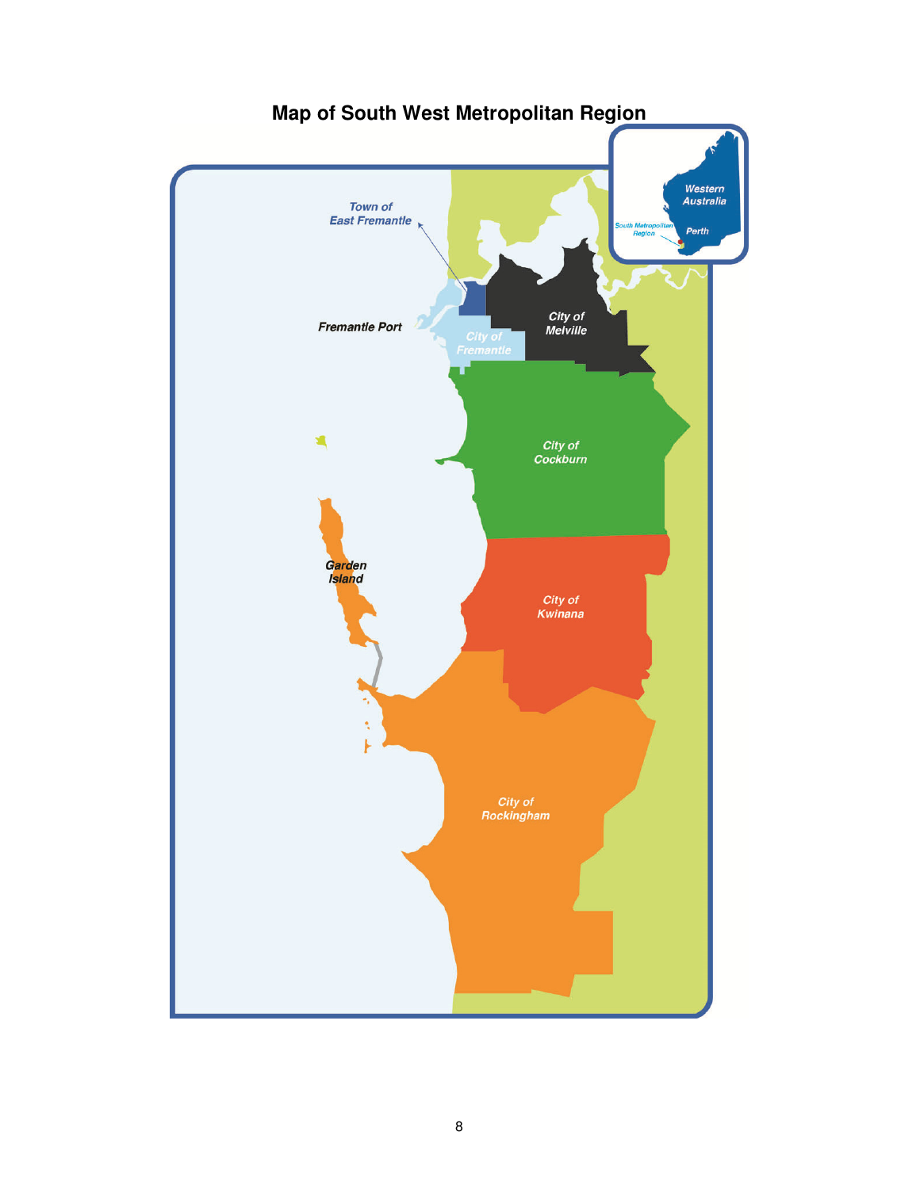# Map of South West Metropolitan Region

Town of East Fremantle

Fremantle Port

City of Fremantle

City of Melville

City of Cockburn

Garden Island

City of Kwinana

City of Rockingham

Western Australia

South Metropolitan Region

Perth